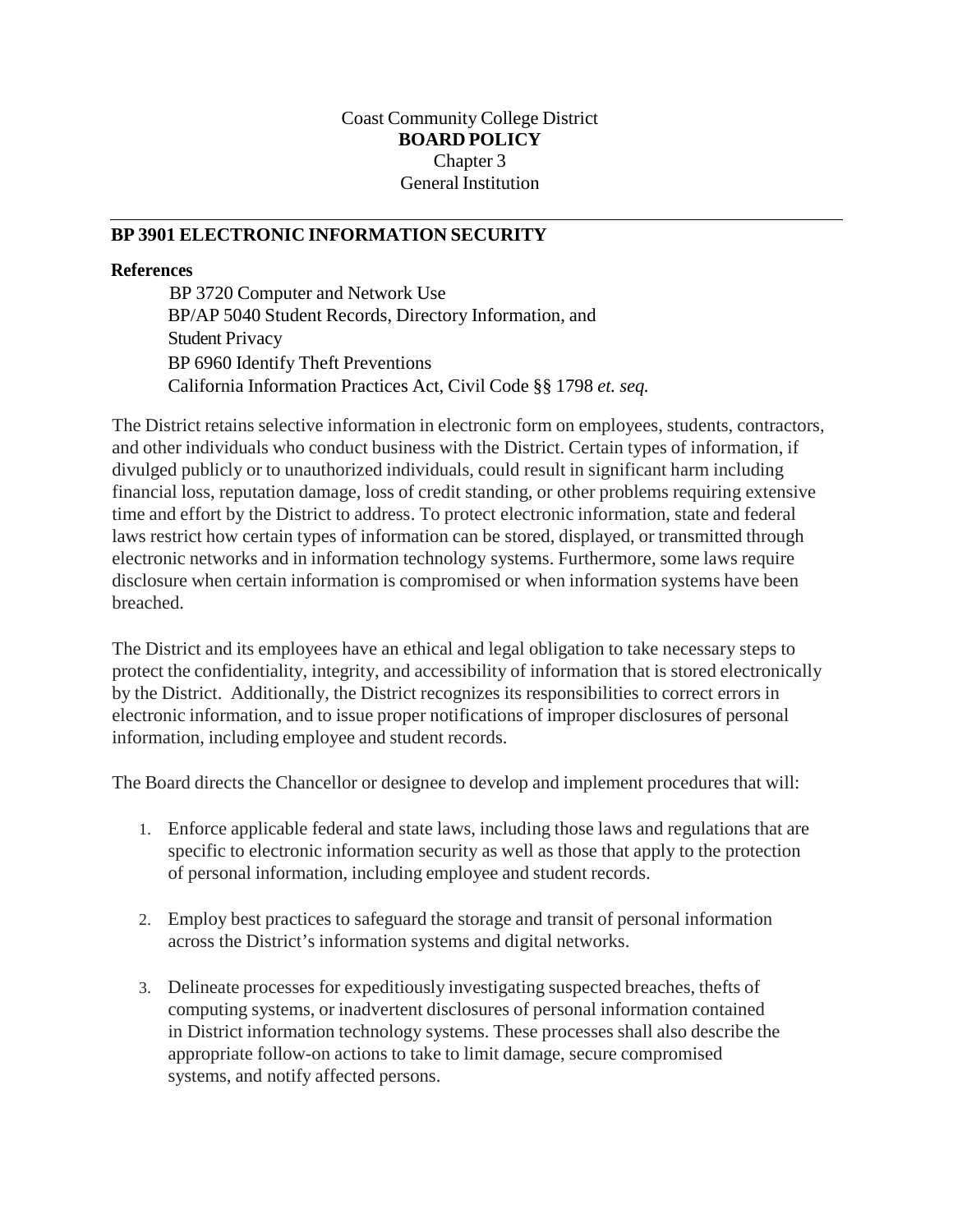Coast Community College District
**BOARD POLICY**
Chapter 3
General Institution

## BP 3901 ELECTRONIC INFORMATION SECURITY

**References**

BP 3720 Computer and Network Use
BP/AP 5040 Student Records, Directory Information, and Student Privacy
BP 6960 Identify Theft Preventions
California Information Practices Act, Civil Code §§ 1798 *et. seq.*

The District retains selective information in electronic form on employees, students, contractors, and other individuals who conduct business with the District. Certain types of information, if divulged publicly or to unauthorized individuals, could result in significant harm including financial loss, reputation damage, loss of credit standing, or other problems requiring extensive time and effort by the District to address. To protect electronic information, state and federal laws restrict how certain types of information can be stored, displayed, or transmitted through electronic networks and in information technology systems. Furthermore, some laws require disclosure when certain information is compromised or when information systems have been breached.

The District and its employees have an ethical and legal obligation to take necessary steps to protect the confidentiality, integrity, and accessibility of information that is stored electronically by the District. Additionally, the District recognizes its responsibilities to correct errors in electronic information, and to issue proper notifications of improper disclosures of personal information, including employee and student records.

The Board directs the Chancellor or designee to develop and implement procedures that will:

1. Enforce applicable federal and state laws, including those laws and regulations that are specific to electronic information security as well as those that apply to the protection of personal information, including employee and student records.

2. Employ best practices to safeguard the storage and transit of personal information across the District's information systems and digital networks.

3. Delineate processes for expeditiously investigating suspected breaches, thefts of computing systems, or inadvertent disclosures of personal information contained in District information technology systems. These processes shall also describe the appropriate follow-on actions to take to limit damage, secure compromised systems, and notify affected persons.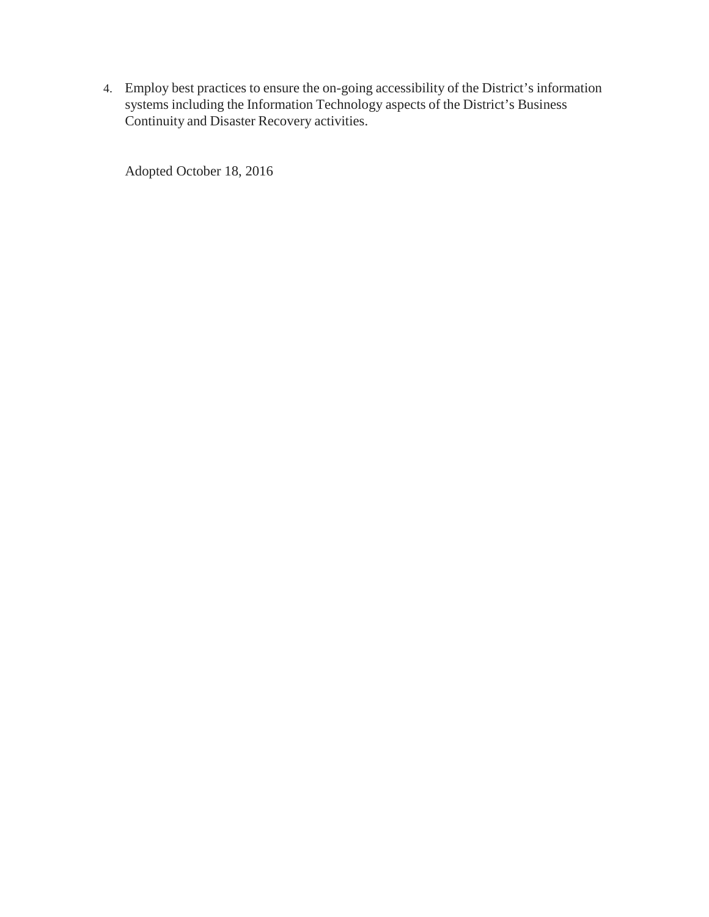4. Employ best practices to ensure the on-going accessibility of the District's information systems including the Information Technology aspects of the District's Business Continuity and Disaster Recovery activities.

Adopted October 18, 2016